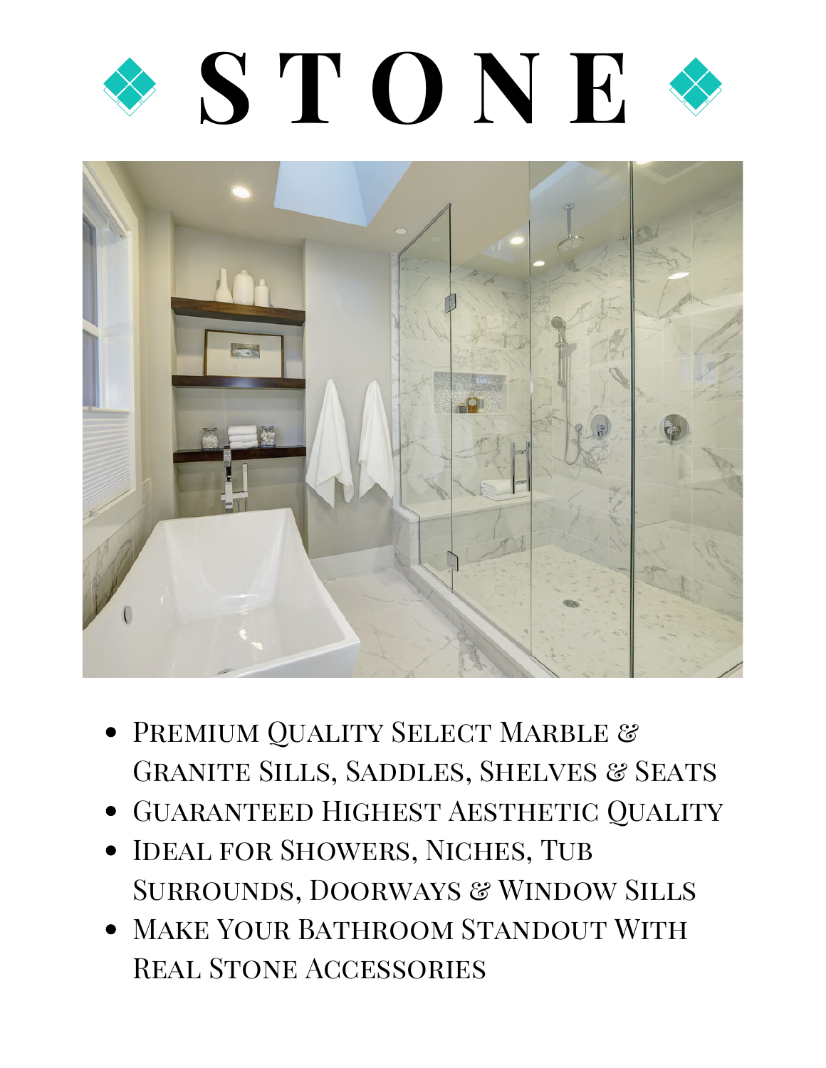# STONE

- Premium Quality Select Marble & Granite Sills, Saddles, Shelves & Seats
- Guaranteed Highest Aesthetic Quality
- Ideal for Showers, Niches, Tub Surrounds, Doorways & Window Sills
- Make Your Bathroom Standout With Real Stone Accessories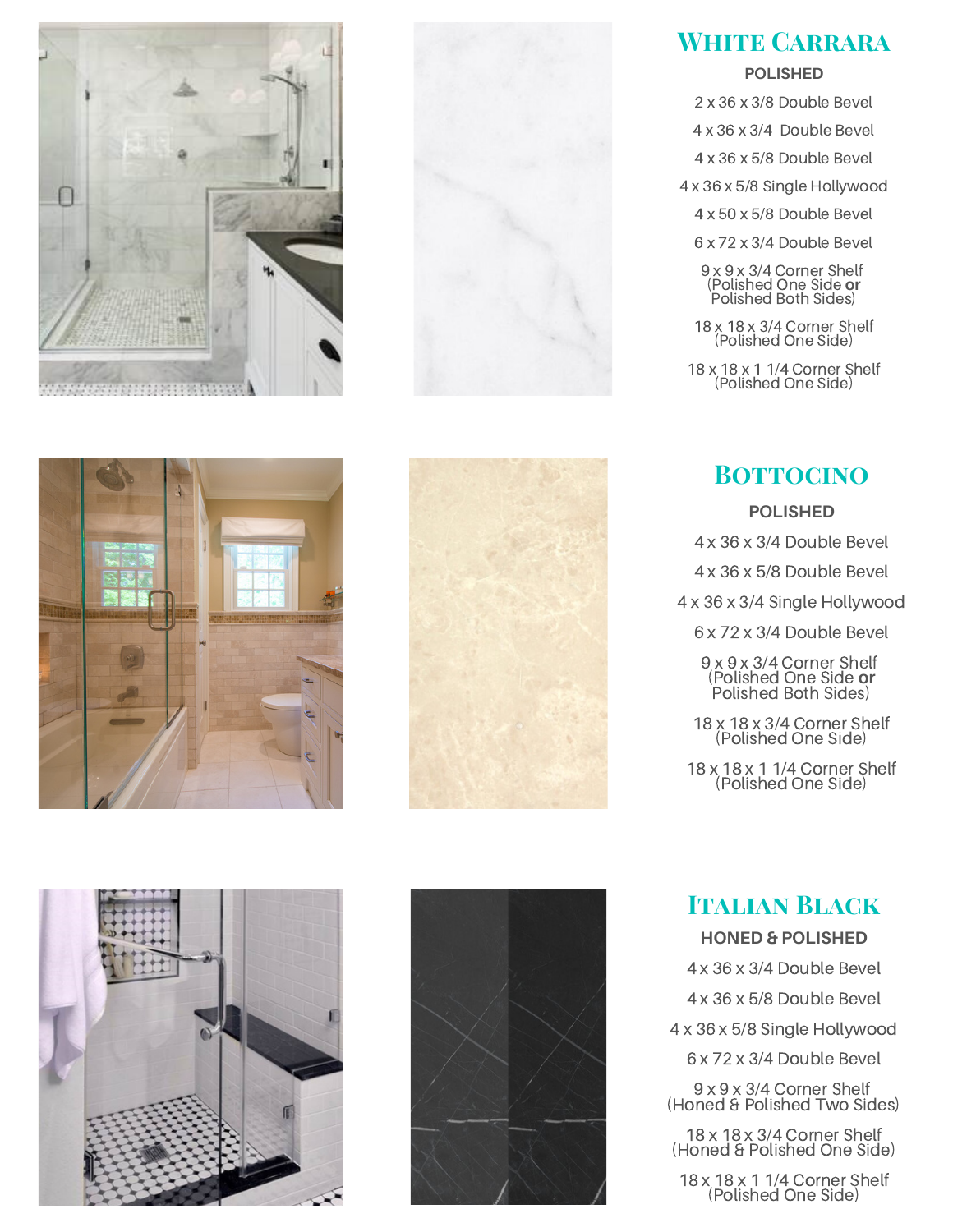## White Carrara

**POLISHED**

2 x 36 x 3/8 Double Bevel

4 x 36 x 3/4 Double Bevel

4 x 36 x 5/8 Double Bevel

4 x 36 x 5/8 Single Hollywood

4 x 50 x 5/8 Double Bevel

6 x 72 x 3/4 Double Bevel

9 x 9 x 3/4 Corner Shelf (Polished One Side **or** Polished Both Sides)

18 x 18 x 3/4 Corner Shelf (Polished One Side)

18 x 18 x 1 1/4 Corner Shelf (Polished One Side)

## Bottocino

**POLISHED**

4 x 36 x 3/4 Double Bevel

4 x 36 x 5/8 Double Bevel

4 x 36 x 3/4 Single Hollywood

6 x 72 x 3/4 Double Bevel

9 x 9 x 3/4 Corner Shelf (Polished One Side **or** Polished Both Sides)

18 x 18 x 3/4 Corner Shelf (Polished One Side)

18 x 18 x 1 1/4 Corner Shelf (Polished One Side)

## Italian Black

**HONED & POLISHED**

4 x 36 x 3/4 Double Bevel

4 x 36 x 5/8 Double Bevel

4 x 36 x 5/8 Single Hollywood

6 x 72 x 3/4 Double Bevel

9 x 9 x 3/4 Corner Shelf (Honed & Polished Two Sides)

18 x 18 x 3/4 Corner Shelf (Honed & Polished One Side)

18 x 18 x 1 1/4 Corner Shelf (Polished One Side)